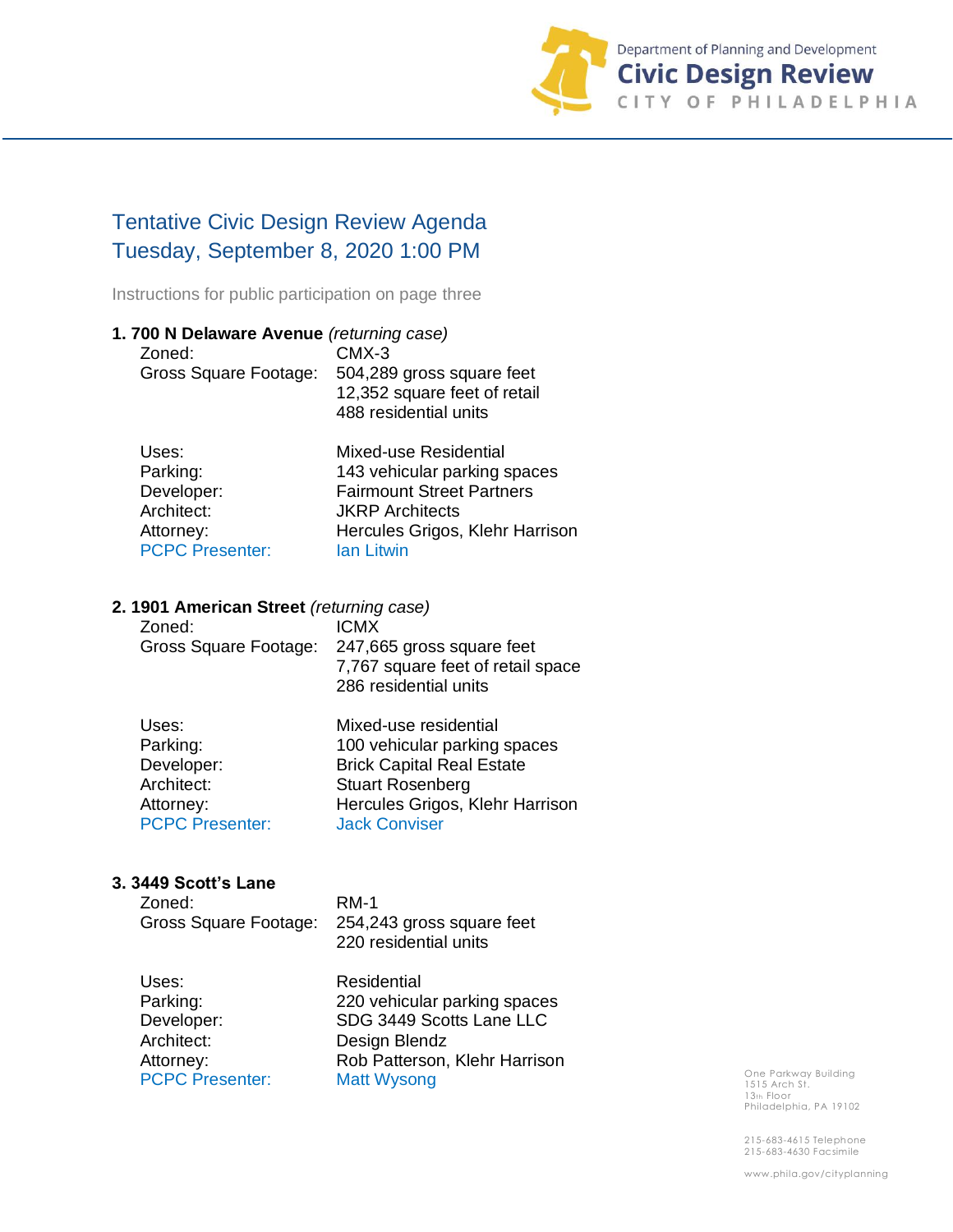Department of Planning and Development
**Civic Design Review**
CITY OF PHILADELPHIA

# Tentative Civic Design Review Agenda
# Tuesday, September 8, 2020 1:00 PM

Instructions for public participation on page three

**1. 700 N Delaware Avenue** *(returning case)*

| | |
|---|---|
| Zoned: | CMX-3 |
| Gross Square Footage: | 504,289 gross square feet<br>12,352 square feet of retail<br>488 residential units |
| Uses: | Mixed-use Residential |
| Parking: | 143 vehicular parking spaces |
| Developer: | Fairmount Street Partners |
| Architect: | JKRP Architects |
| Attorney: | Hercules Grigos, Klehr Harrison |
| PCPC Presenter: | Ian Litwin |

**2. 1901 American Street** *(returning case)*

| | |
|---|---|
| Zoned: | ICMX |
| Gross Square Footage: | 247,665 gross square feet<br>7,767 square feet of retail space<br>286 residential units |
| Uses: | Mixed-use residential |
| Parking: | 100 vehicular parking spaces |
| Developer: | Brick Capital Real Estate |
| Architect: | Stuart Rosenberg |
| Attorney: | Hercules Grigos, Klehr Harrison |
| PCPC Presenter: | Jack Conviser |

**3. 3449 Scott's Lane**

| | |
|---|---|
| Zoned: | RM-1 |
| Gross Square Footage: | 254,243 gross square feet<br>220 residential units |
| Uses: | Residential |
| Parking: | 220 vehicular parking spaces |
| Developer: | SDG 3449 Scotts Lane LLC |
| Architect: | Design Blendz |
| Attorney: | Rob Patterson, Klehr Harrison |
| PCPC Presenter: | Matt Wysong |

One Parkway Building
1515 Arch St.
13th Floor
Philadelphia, PA 19102

215-683-4615 Telephone
215-683-4630 Facsimile

www.phila.gov/cityplanning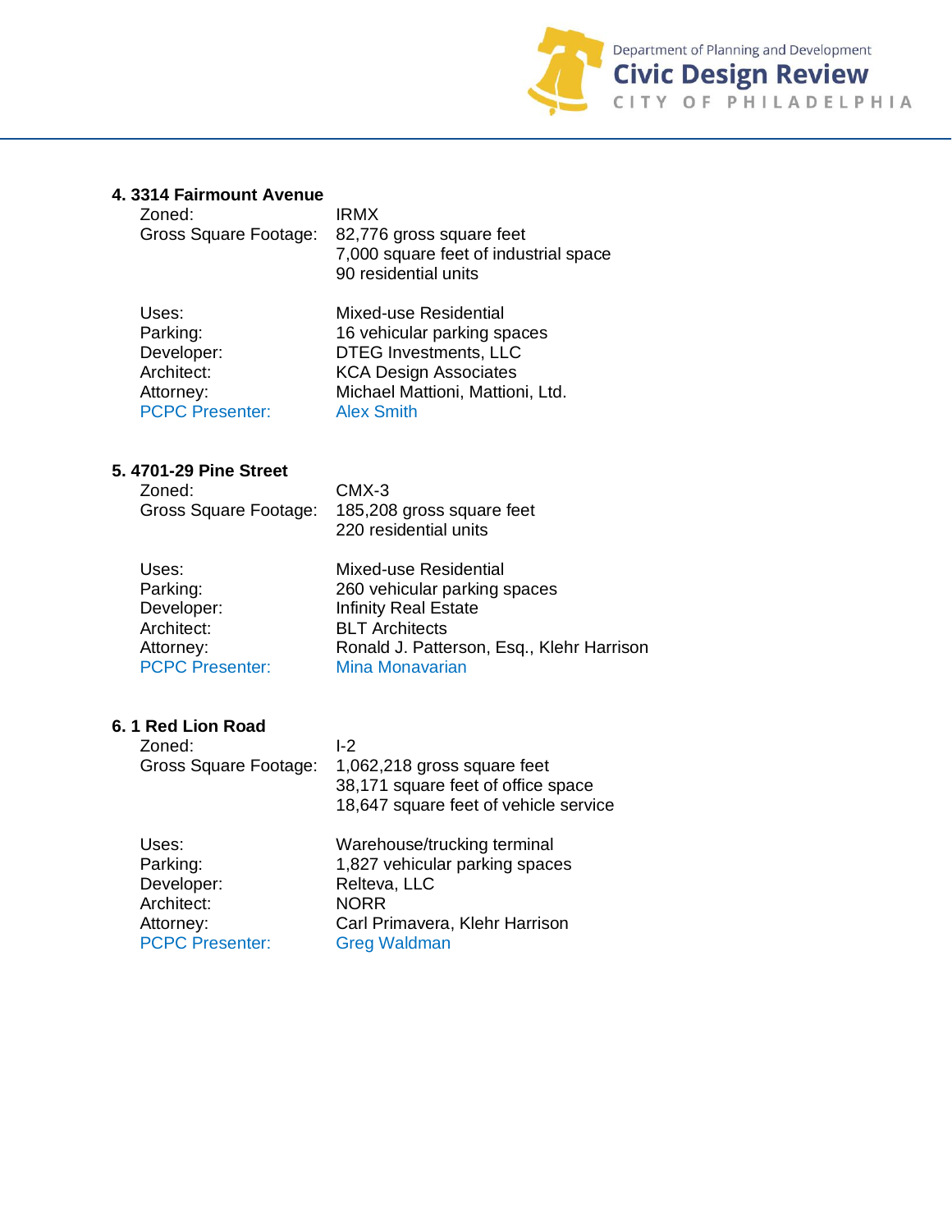### 4. 3314 Fairmount Avenue

| | |
|---|---|
| Zoned: | IRMX |
| Gross Square Footage: | 82,776 gross square feet<br>7,000 square feet of industrial space<br>90 residential units |
| Uses: | Mixed-use Residential |
| Parking: | 16 vehicular parking spaces |
| Developer: | DTEG Investments, LLC |
| Architect: | KCA Design Associates |
| Attorney: | Michael Mattioni, Mattioni, Ltd. |
| PCPC Presenter: | Alex Smith |

### 5. 4701-29 Pine Street

| | |
|---|---|
| Zoned: | CMX-3 |
| Gross Square Footage: | 185,208 gross square feet<br>220 residential units |
| Uses: | Mixed-use Residential |
| Parking: | 260 vehicular parking spaces |
| Developer: | Infinity Real Estate |
| Architect: | BLT Architects |
| Attorney: | Ronald J. Patterson, Esq., Klehr Harrison |
| PCPC Presenter: | Mina Monavarian |

### 6. 1 Red Lion Road

| | |
|---|---|
| Zoned: | I-2 |
| Gross Square Footage: | 1,062,218 gross square feet<br>38,171 square feet of office space<br>18,647 square feet of vehicle service |
| Uses: | Warehouse/trucking terminal |
| Parking: | 1,827 vehicular parking spaces |
| Developer: | Relteva, LLC |
| Architect: | NORR |
| Attorney: | Carl Primavera, Klehr Harrison |
| PCPC Presenter: | Greg Waldman |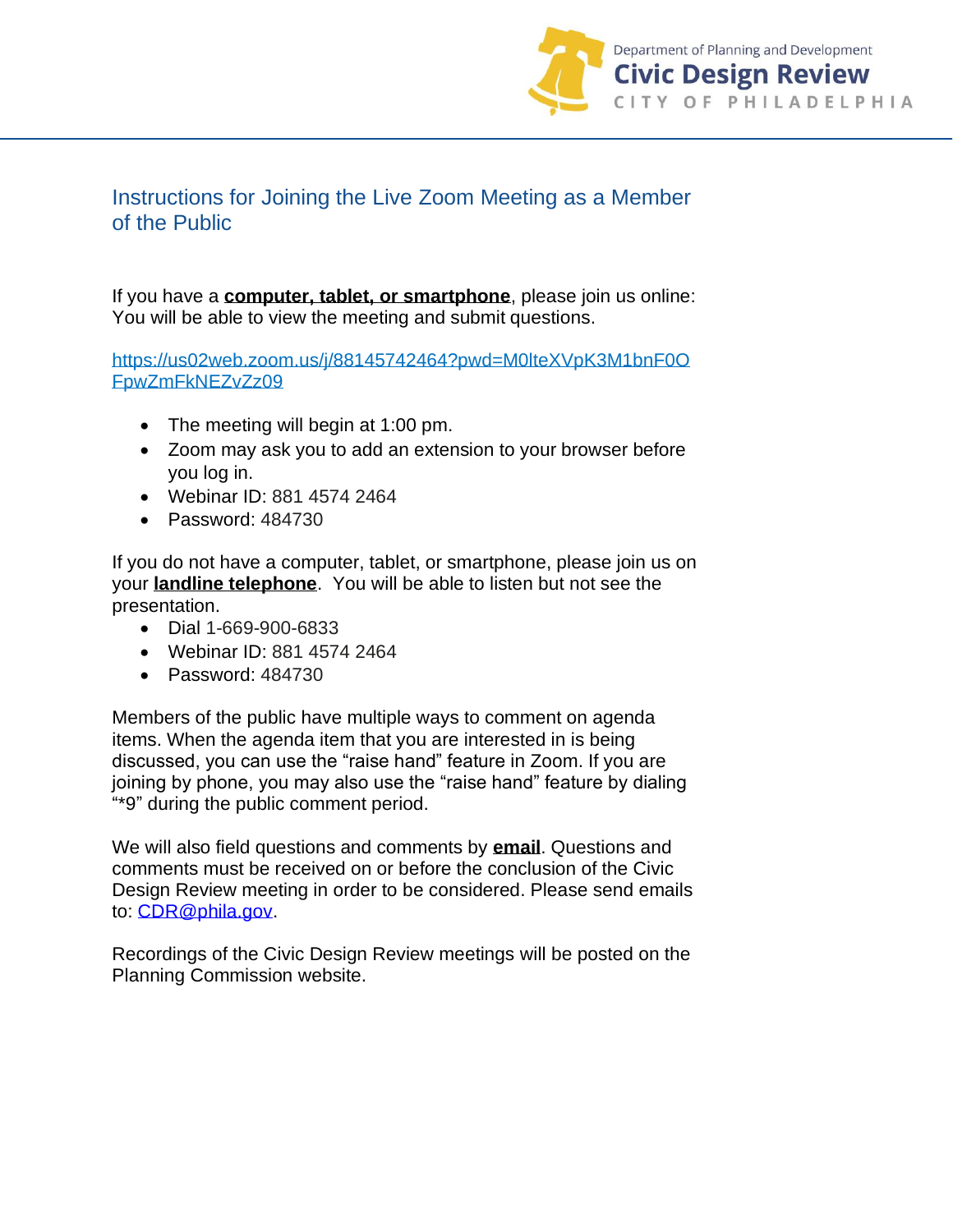## Instructions for Joining the Live Zoom Meeting as a Member of the Public

If you have a **computer, tablet, or smartphone**, please join us online: You will be able to view the meeting and submit questions.

https://us02web.zoom.us/j/88145742464?pwd=M0lteXVpK3M1bnF0OFpwZmFkNEZvZz09

- The meeting will begin at 1:00 pm.
- Zoom may ask you to add an extension to your browser before you log in.
- Webinar ID: 881 4574 2464
- Password: 484730

If you do not have a computer, tablet, or smartphone, please join us on your **landline telephone**. You will be able to listen but not see the presentation.

- Dial 1-669-900-6833
- Webinar ID: 881 4574 2464
- Password: 484730

Members of the public have multiple ways to comment on agenda items. When the agenda item that you are interested in is being discussed, you can use the "raise hand" feature in Zoom. If you are joining by phone, you may also use the "raise hand" feature by dialing "*9" during the public comment period.

We will also field questions and comments by **email**. Questions and comments must be received on or before the conclusion of the Civic Design Review meeting in order to be considered. Please send emails to: CDR@phila.gov.

Recordings of the Civic Design Review meetings will be posted on the Planning Commission website.